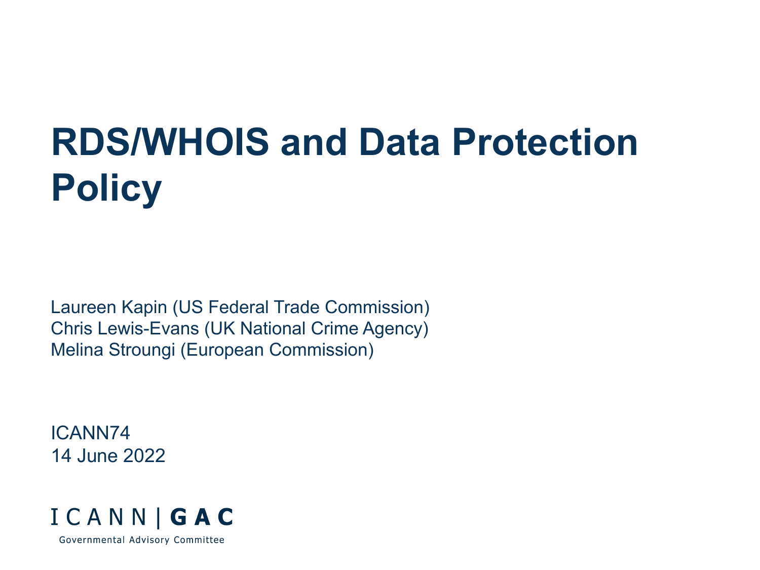# RDS/WHOIS and Data Protection Policy

Laureen Kapin (US Federal Trade Commission)
Chris Lewis-Evans (UK National Crime Agency)
Melina Stroungi (European Commission)

ICANN74
14 June 2022

ICANN | GAC
Governmental Advisory Committee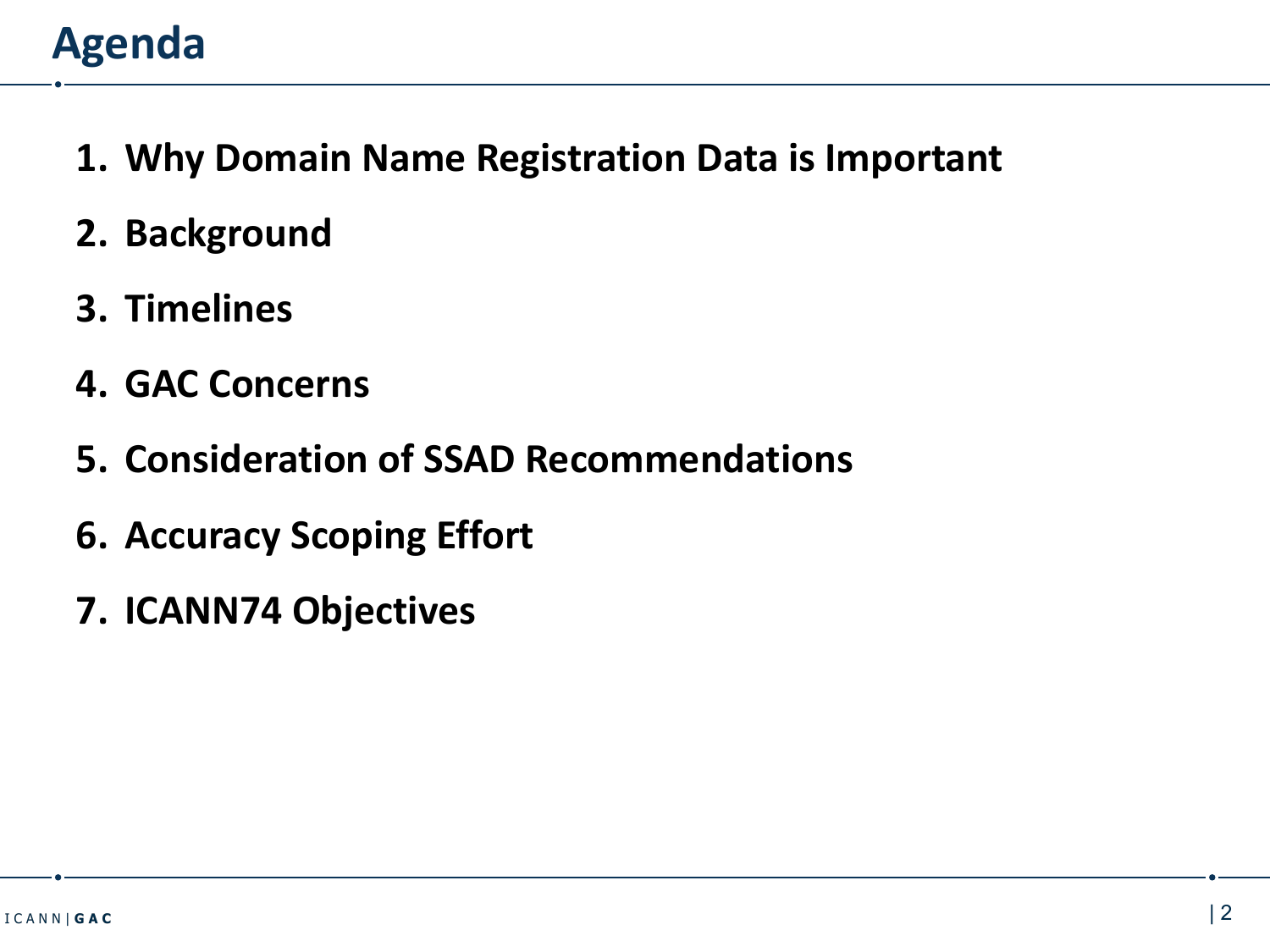# Agenda

1. **Why Domain Name Registration Data is Important**
2. **Background**
3. **Timelines**
4. **GAC Concerns**
5. **Consideration of SSAD Recommendations**
6. **Accuracy Scoping Effort**
7. **ICANN74 Objectives**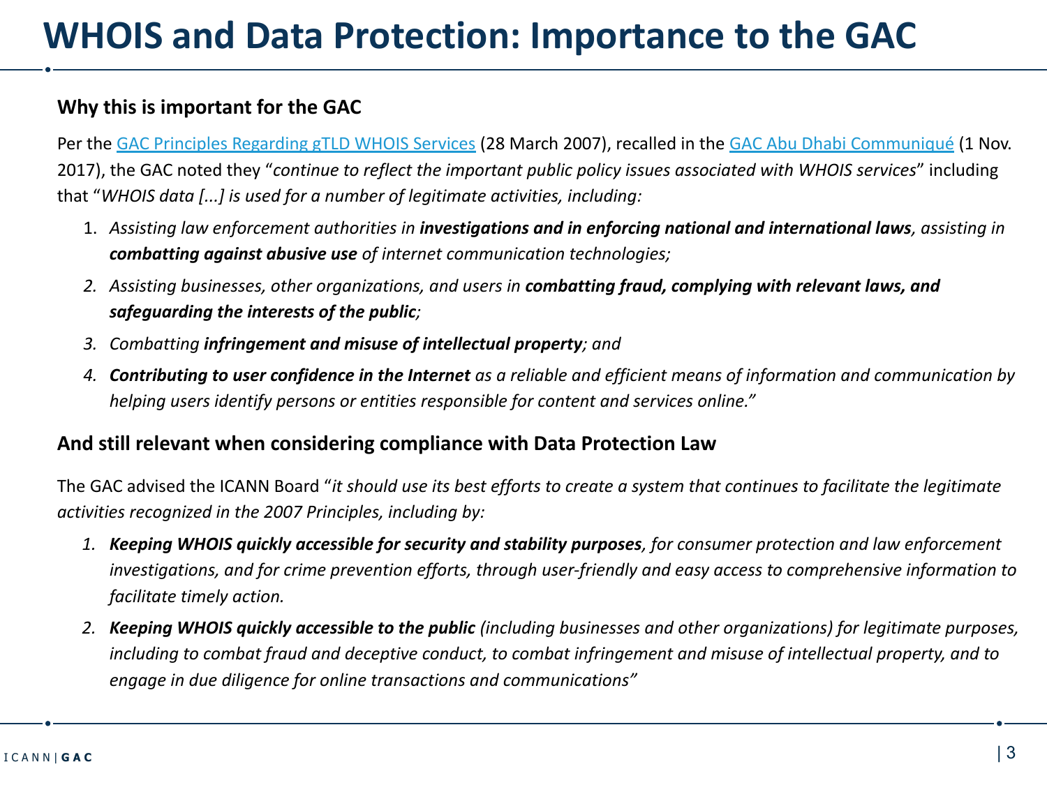# WHOIS and Data Protection: Importance to the GAC

### Why this is important for the GAC

Per the GAC Principles Regarding gTLD WHOIS Services (28 March 2007), recalled in the GAC Abu Dhabi Communiqué (1 Nov. 2017), the GAC noted they "*continue to reflect the important public policy issues associated with WHOIS services*" including that "*WHOIS data [...] is used for a number of legitimate activities, including:*

1. *Assisting law enforcement authorities in **investigations and in enforcing national and international laws**, assisting in **combatting against abusive use** of internet communication technologies;*
2. *Assisting businesses, other organizations, and users in **combatting fraud, complying with relevant laws, and safeguarding the interests of the public**;*
3. *Combatting **infringement and misuse of intellectual property**; and*
4. ***Contributing to user confidence in the Internet** as a reliable and efficient means of information and communication by helping users identify persons or entities responsible for content and services online."*

### And still relevant when considering compliance with Data Protection Law

The GAC advised the ICANN Board "*it should use its best efforts to create a system that continues to facilitate the legitimate activities recognized in the 2007 Principles, including by:*

1. ***Keeping WHOIS quickly accessible for security and stability purposes**, for consumer protection and law enforcement investigations, and for crime prevention efforts, through user-friendly and easy access to comprehensive information to facilitate timely action.*
2. ***Keeping WHOIS quickly accessible to the public** (including businesses and other organizations) for legitimate purposes, including to combat fraud and deceptive conduct, to combat infringement and misuse of intellectual property, and to engage in due diligence for online transactions and communications"*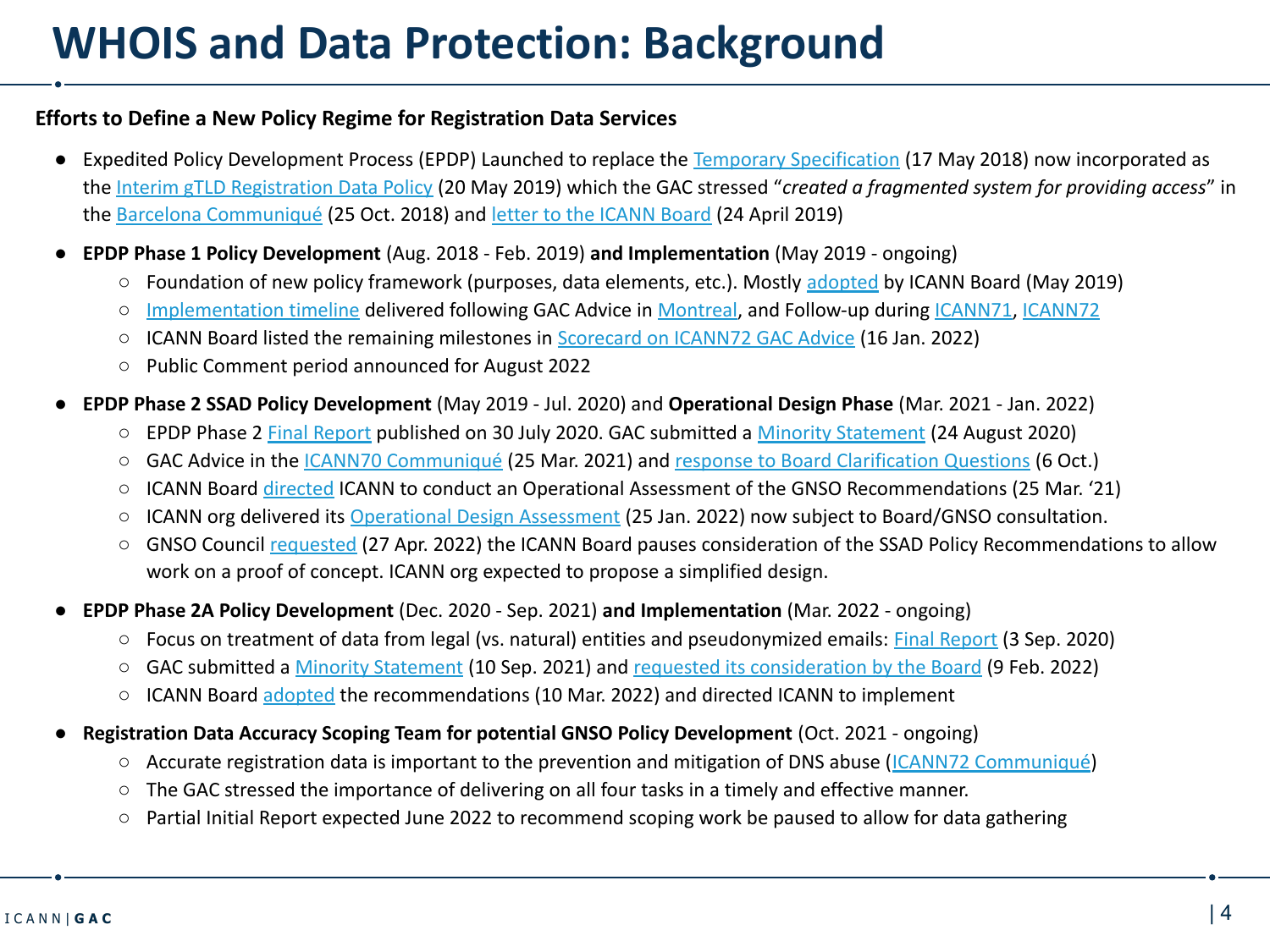# WHOIS and Data Protection: Background

**Efforts to Define a New Policy Regime for Registration Data Services**

- Expedited Policy Development Process (EPDP) Launched to replace the Temporary Specification (17 May 2018) now incorporated as the Interim gTLD Registration Data Policy (20 May 2019) which the GAC stressed "*created a fragmented system for providing access*" in the Barcelona Communiqué (25 Oct. 2018) and letter to the ICANN Board (24 April 2019)
- **EPDP Phase 1 Policy Development** (Aug. 2018 - Feb. 2019) **and Implementation** (May 2019 - ongoing)
  - Foundation of new policy framework (purposes, data elements, etc.). Mostly adopted by ICANN Board (May 2019)
  - Implementation timeline delivered following GAC Advice in Montreal, and Follow-up during ICANN71, ICANN72
  - ICANN Board listed the remaining milestones in Scorecard on ICANN72 GAC Advice (16 Jan. 2022)
  - Public Comment period announced for August 2022
- **EPDP Phase 2 SSAD Policy Development** (May 2019 - Jul. 2020) and **Operational Design Phase** (Mar. 2021 - Jan. 2022)
  - EPDP Phase 2 Final Report published on 30 July 2020. GAC submitted a Minority Statement (24 August 2020)
  - GAC Advice in the ICANN70 Communiqué (25 Mar. 2021) and response to Board Clarification Questions (6 Oct.)
  - ICANN Board directed ICANN to conduct an Operational Assessment of the GNSO Recommendations (25 Mar. '21)
  - ICANN org delivered its Operational Design Assessment (25 Jan. 2022) now subject to Board/GNSO consultation.
  - GNSO Council requested (27 Apr. 2022) the ICANN Board pauses consideration of the SSAD Policy Recommendations to allow work on a proof of concept. ICANN org expected to propose a simplified design.
- **EPDP Phase 2A Policy Development** (Dec. 2020 - Sep. 2021) **and Implementation** (Mar. 2022 - ongoing)
  - Focus on treatment of data from legal (vs. natural) entities and pseudonymized emails: Final Report (3 Sep. 2020)
  - GAC submitted a Minority Statement (10 Sep. 2021) and requested its consideration by the Board (9 Feb. 2022)
  - ICANN Board adopted the recommendations (10 Mar. 2022) and directed ICANN to implement
- **Registration Data Accuracy Scoping Team for potential GNSO Policy Development** (Oct. 2021 - ongoing)
  - Accurate registration data is important to the prevention and mitigation of DNS abuse (ICANN72 Communiqué)
  - The GAC stressed the importance of delivering on all four tasks in a timely and effective manner.
  - Partial Initial Report expected June 2022 to recommend scoping work be paused to allow for data gathering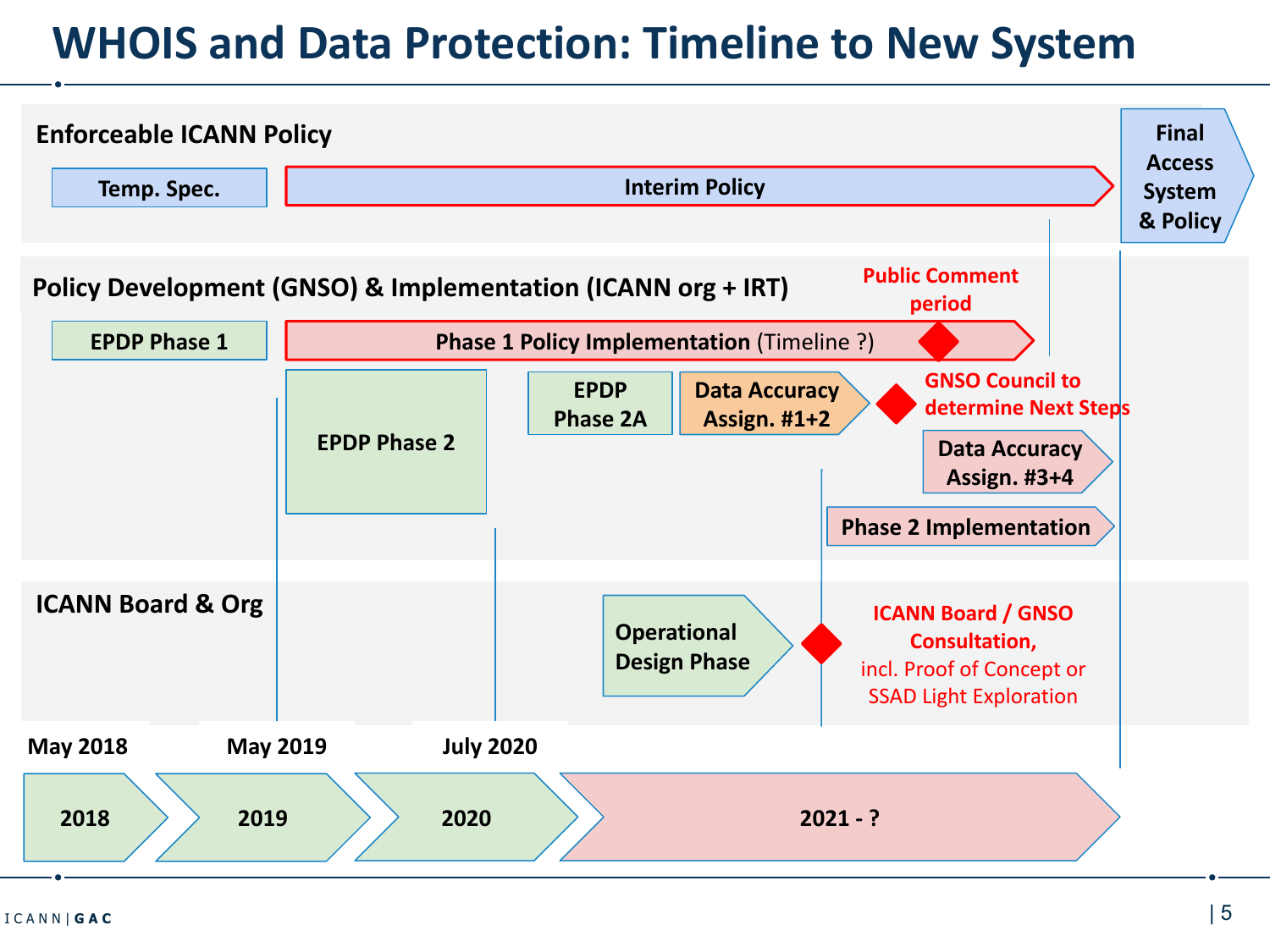# WHOIS and Data Protection: Timeline to New System

## Enforceable ICANN Policy

- Temp. Spec.
- Interim Policy
- Final Access System & Policy

## Policy Development (GNSO) & Implementation (ICANN org + IRT)

- EPDP Phase 1
- Phase 1 Policy Implementation (Timeline ?)
- Public Comment period
- EPDP Phase 2
- EPDP Phase 2A
- Data Accuracy Assign. #1+2
- GNSO Council to determine Next Steps
- Data Accuracy Assign. #3+4
- Phase 2 Implementation

## ICANN Board & Org

- Operational Design Phase
- ICANN Board / GNSO Consultation, incl. Proof of Concept or SSAD Light Exploration

## Timeline

- May 2018
- May 2019
- July 2020
- 2018
- 2019
- 2020
- 2021 - ?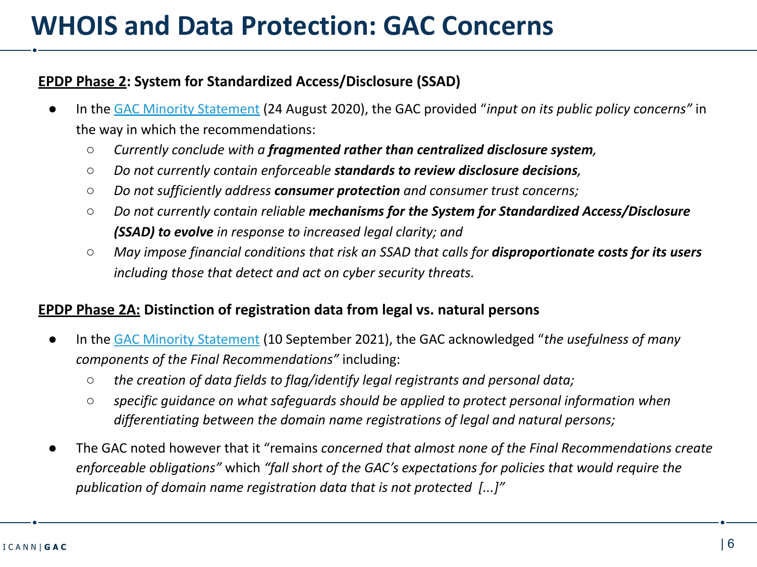# WHOIS and Data Protection: GAC Concerns

**EPDP Phase 2: System for Standardized Access/Disclosure (SSAD)**

- In the GAC Minority Statement (24 August 2020), the GAC provided "*input on its public policy concerns"* in the way in which the recommendations:
  - *Currently conclude with a **fragmented rather than centralized disclosure system**,*
  - *Do not currently contain enforceable **standards to review disclosure decisions**,*
  - *Do not sufficiently address **consumer protection** and consumer trust concerns;*
  - *Do not currently contain reliable **mechanisms for the System for Standardized Access/Disclosure (SSAD) to evolve** in response to increased legal clarity; and*
  - *May impose financial conditions that risk an SSAD that calls for **disproportionate costs for its users** including those that detect and act on cyber security threats.*

**EPDP Phase 2A: Distinction of registration data from legal vs. natural persons**

- In the GAC Minority Statement (10 September 2021), the GAC acknowledged "*the usefulness of many components of the Final Recommendations"* including:
  - *the creation of data fields to flag/identify legal registrants and personal data;*
  - *specific guidance on what safeguards should be applied to protect personal information when differentiating between the domain name registrations of legal and natural persons;*
- The GAC noted however that it "remains *concerned that almost none of the Final Recommendations create enforceable obligations"* which *"fall short of the GAC's expectations for policies that would require the publication of domain name registration data that is not protected [...]"*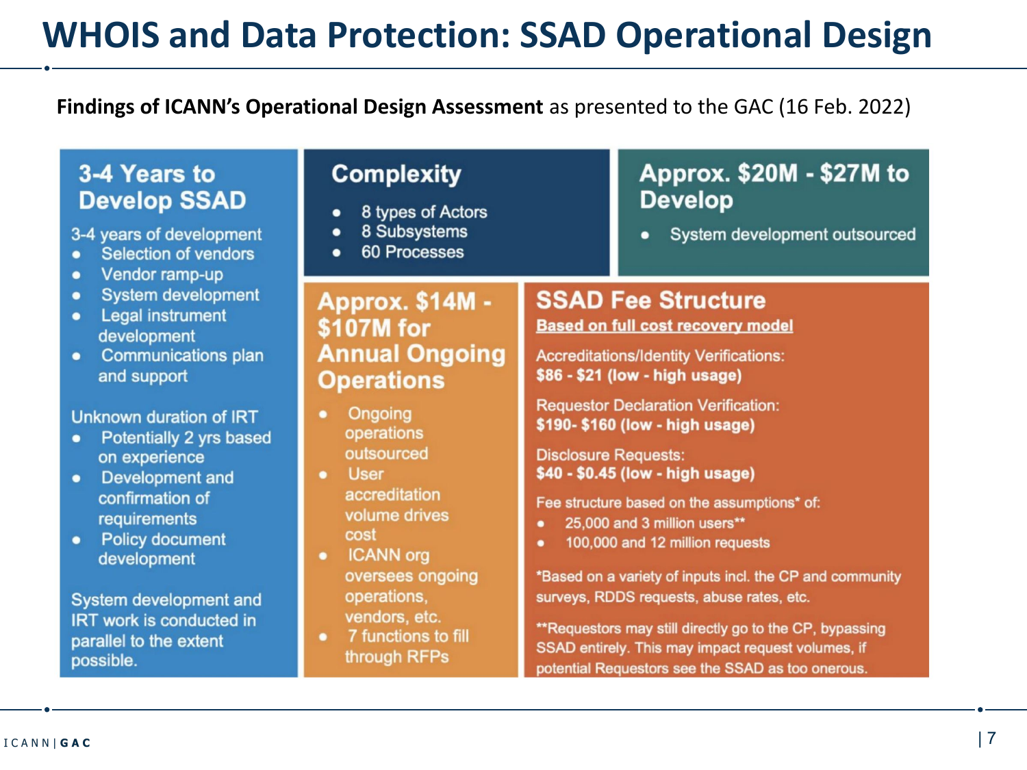# WHOIS and Data Protection: SSAD Operational Design

**Findings of ICANN's Operational Design Assessment** as presented to the GAC (16 Feb. 2022)

### 3-4 Years to Develop SSAD

3-4 years of development
- Selection of vendors
- Vendor ramp-up
- System development
- Legal instrument development
- Communications plan and support

Unknown duration of IRT
- Potentially 2 yrs based on experience
- Development and confirmation of requirements
- Policy document development

System development and IRT work is conducted in parallel to the extent possible.

### Complexity

- 8 types of Actors
- 8 Subsystems
- 60 Processes

### Approx. $20M - $27M to Develop

- System development outsourced

### Approx. $14M - $107M for Annual Ongoing Operations

- Ongoing operations outsourced
- User accreditation volume drives cost
- ICANN org oversees ongoing operations, vendors, etc.
- 7 functions to fill through RFPs

### SSAD Fee Structure

Based on full cost recovery model

Accreditations/Identity Verifications:
**$86 - $21 (low - high usage)**

Requestor Declaration Verification:
**$190- $160 (low - high usage)**

Disclosure Requests:
**$40 - $0.45 (low - high usage)**

Fee structure based on the assumptions* of:
- 25,000 and 3 million users**
- 100,000 and 12 million requests

*Based on a variety of inputs incl. the CP and community surveys, RDDS requests, abuse rates, etc.

**Requestors may still directly go to the CP, bypassing SSAD entirely. This may impact request volumes, if potential Requestors see the SSAD as too onerous.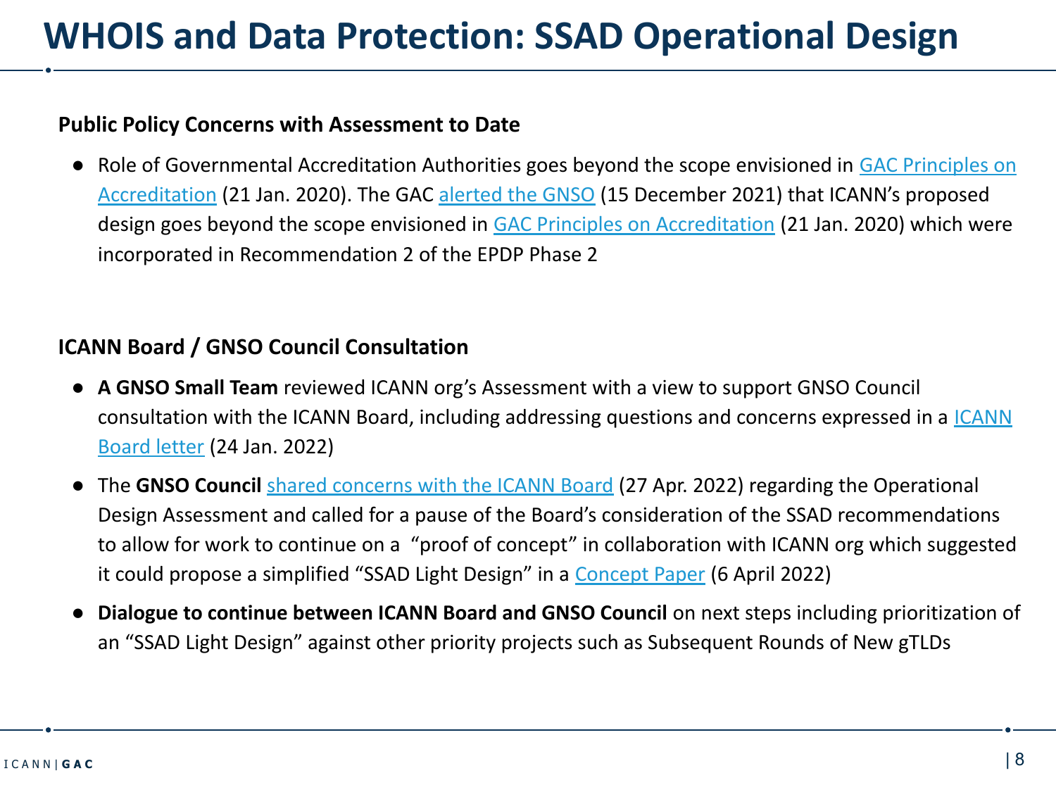# WHOIS and Data Protection: SSAD Operational Design

**Public Policy Concerns with Assessment to Date**

- Role of Governmental Accreditation Authorities goes beyond the scope envisioned in GAC Principles on Accreditation (21 Jan. 2020). The GAC alerted the GNSO (15 December 2021) that ICANN's proposed design goes beyond the scope envisioned in GAC Principles on Accreditation (21 Jan. 2020) which were incorporated in Recommendation 2 of the EPDP Phase 2

**ICANN Board / GNSO Council Consultation**

- **A GNSO Small Team** reviewed ICANN org's Assessment with a view to support GNSO Council consultation with the ICANN Board, including addressing questions and concerns expressed in a ICANN Board letter (24 Jan. 2022)
- The **GNSO Council** shared concerns with the ICANN Board (27 Apr. 2022) regarding the Operational Design Assessment and called for a pause of the Board's consideration of the SSAD recommendations to allow for work to continue on a "proof of concept" in collaboration with ICANN org which suggested it could propose a simplified "SSAD Light Design" in a Concept Paper (6 April 2022)
- **Dialogue to continue between ICANN Board and GNSO Council** on next steps including prioritization of an "SSAD Light Design" against other priority projects such as Subsequent Rounds of New gTLDs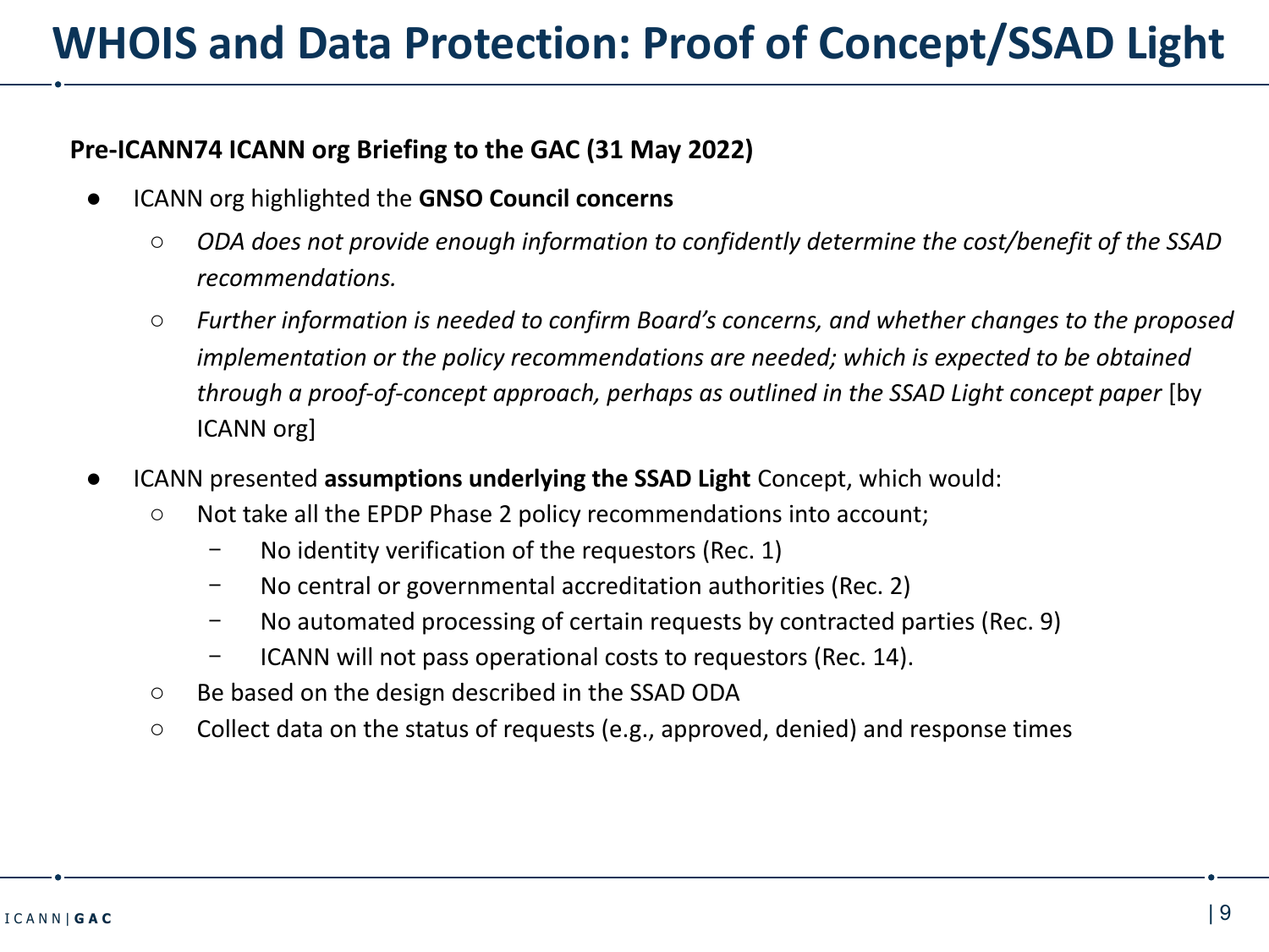# WHOIS and Data Protection: Proof of Concept/SSAD Light

**Pre-ICANN74 ICANN org Briefing to the GAC (31 May 2022)**

- ICANN org highlighted the **GNSO Council concerns**
  - *ODA does not provide enough information to confidently determine the cost/benefit of the SSAD recommendations.*
  - *Further information is needed to confirm Board's concerns, and whether changes to the proposed implementation or the policy recommendations are needed; which is expected to be obtained through a proof-of-concept approach, perhaps as outlined in the SSAD Light concept paper* [by ICANN org]
- ICANN presented **assumptions underlying the SSAD Light** Concept, which would:
  - Not take all the EPDP Phase 2 policy recommendations into account;
    - No identity verification of the requestors (Rec. 1)
    - No central or governmental accreditation authorities (Rec. 2)
    - No automated processing of certain requests by contracted parties (Rec. 9)
    - ICANN will not pass operational costs to requestors (Rec. 14).
  - Be based on the design described in the SSAD ODA
  - Collect data on the status of requests (e.g., approved, denied) and response times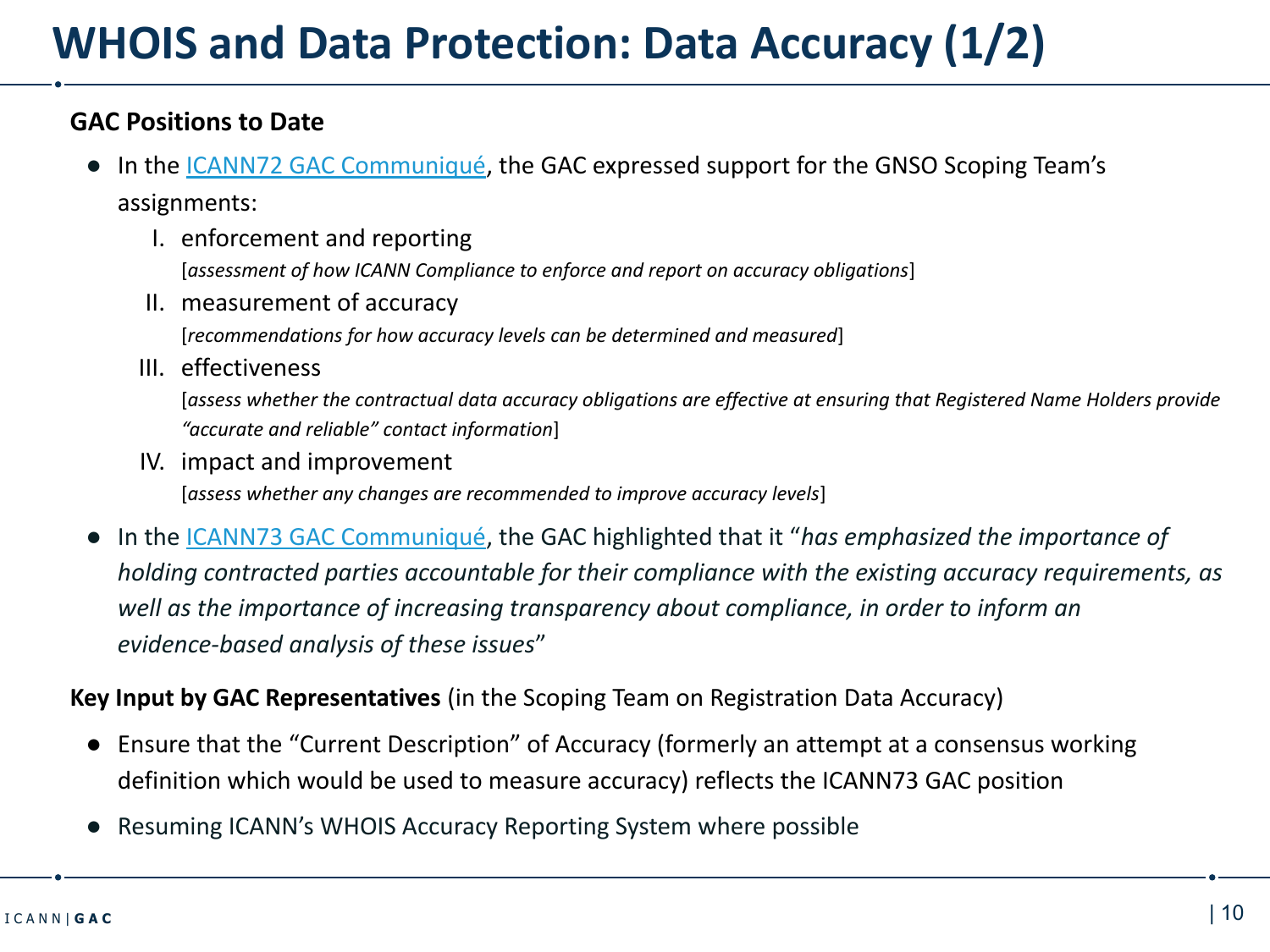# WHOIS and Data Protection: Data Accuracy (1/2)

**GAC Positions to Date**

- In the ICANN72 GAC Communiqué, the GAC expressed support for the GNSO Scoping Team's assignments:
  I. enforcement and reporting
     [*assessment of how ICANN Compliance to enforce and report on accuracy obligations*]
  II. measurement of accuracy
     [*recommendations for how accuracy levels can be determined and measured*]
  III. effectiveness
     [*assess whether the contractual data accuracy obligations are effective at ensuring that Registered Name Holders provide "accurate and reliable" contact information*]
  IV. impact and improvement
     [*assess whether any changes are recommended to improve accuracy levels*]
- In the ICANN73 GAC Communiqué, the GAC highlighted that it "*has emphasized the importance of holding contracted parties accountable for their compliance with the existing accuracy requirements, as well as the importance of increasing transparency about compliance, in order to inform an evidence-based analysis of these issues*"

**Key Input by GAC Representatives** (in the Scoping Team on Registration Data Accuracy)

- Ensure that the "Current Description" of Accuracy (formerly an attempt at a consensus working definition which would be used to measure accuracy) reflects the ICANN73 GAC position
- Resuming ICANN's WHOIS Accuracy Reporting System where possible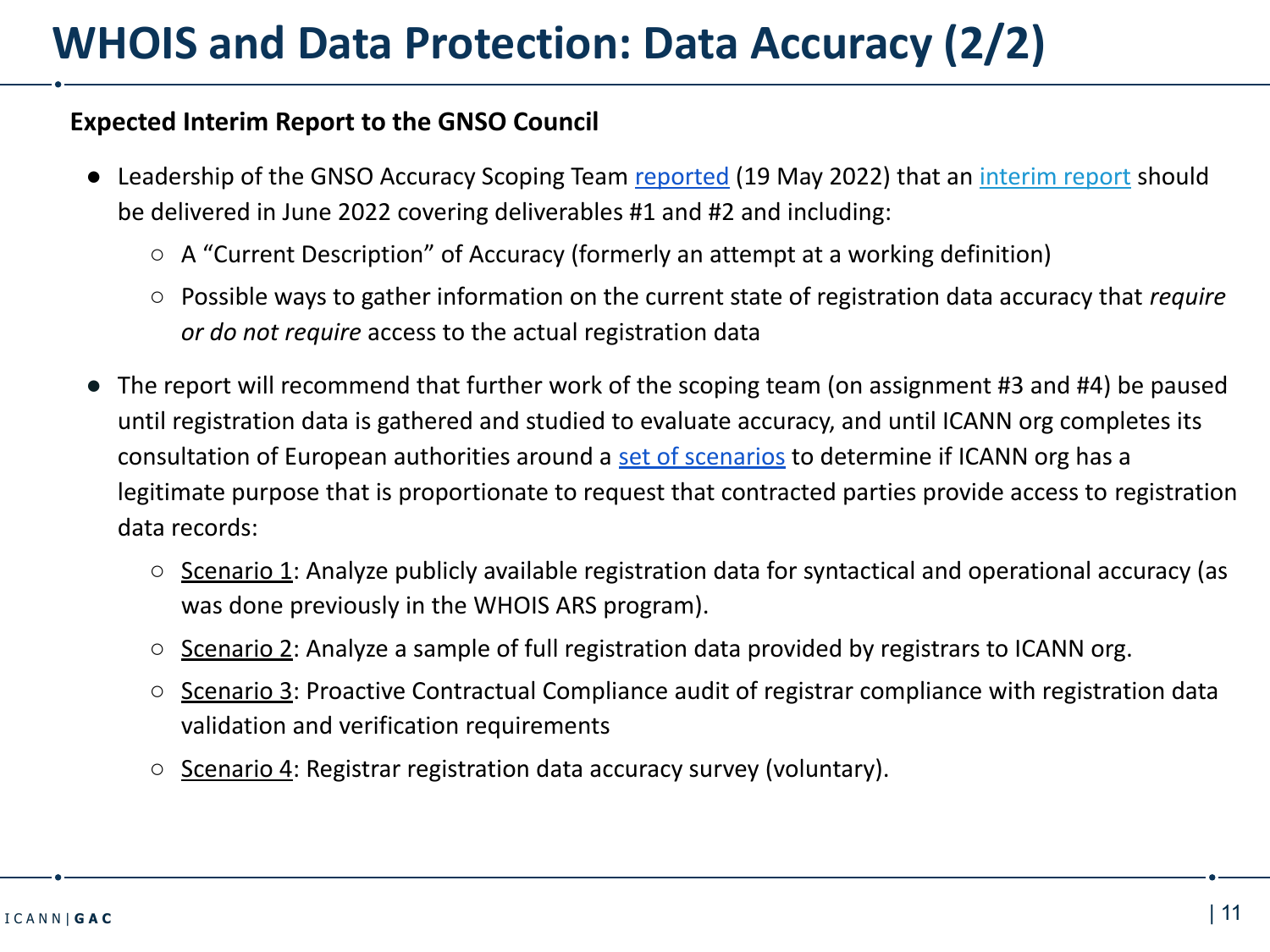# WHOIS and Data Protection: Data Accuracy (2/2)

**Expected Interim Report to the GNSO Council**

- Leadership of the GNSO Accuracy Scoping Team reported (19 May 2022) that an interim report should be delivered in June 2022 covering deliverables #1 and #2 and including:
  - A "Current Description" of Accuracy (formerly an attempt at a working definition)
  - Possible ways to gather information on the current state of registration data accuracy that *require or do not require* access to the actual registration data
- The report will recommend that further work of the scoping team (on assignment #3 and #4) be paused until registration data is gathered and studied to evaluate accuracy, and until ICANN org completes its consultation of European authorities around a set of scenarios to determine if ICANN org has a legitimate purpose that is proportionate to request that contracted parties provide access to registration data records:
  - Scenario 1: Analyze publicly available registration data for syntactical and operational accuracy (as was done previously in the WHOIS ARS program).
  - Scenario 2: Analyze a sample of full registration data provided by registrars to ICANN org.
  - Scenario 3: Proactive Contractual Compliance audit of registrar compliance with registration data validation and verification requirements
  - Scenario 4: Registrar registration data accuracy survey (voluntary).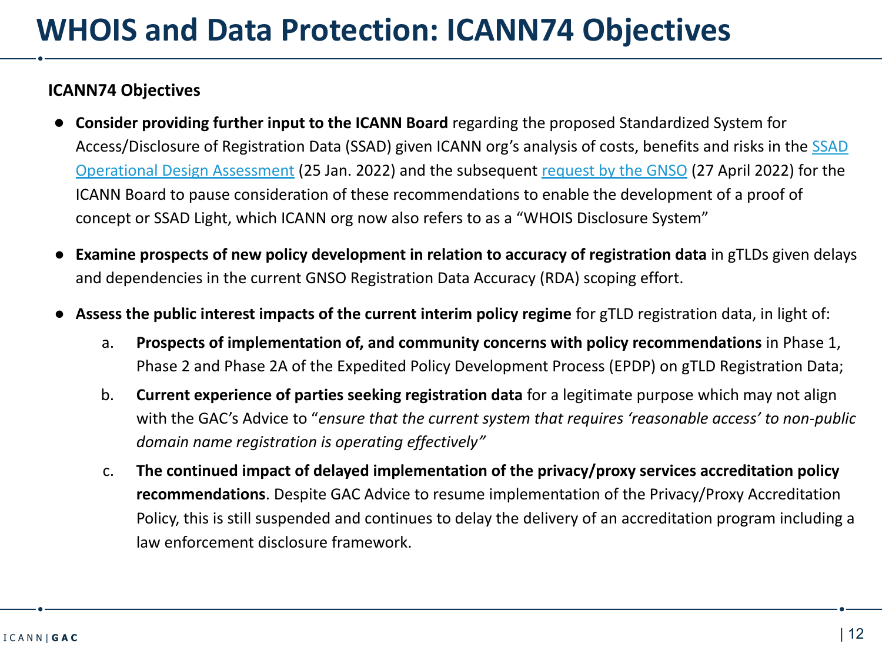# WHOIS and Data Protection: ICANN74 Objectives

**ICANN74 Objectives**

- **Consider providing further input to the ICANN Board** regarding the proposed Standardized System for Access/Disclosure of Registration Data (SSAD) given ICANN org's analysis of costs, benefits and risks in the SSAD Operational Design Assessment (25 Jan. 2022) and the subsequent request by the GNSO (27 April 2022) for the ICANN Board to pause consideration of these recommendations to enable the development of a proof of concept or SSAD Light, which ICANN org now also refers to as a "WHOIS Disclosure System"
- **Examine prospects of new policy development in relation to accuracy of registration data** in gTLDs given delays and dependencies in the current GNSO Registration Data Accuracy (RDA) scoping effort.
- **Assess the public interest impacts of the current interim policy regime** for gTLD registration data, in light of:
  a. **Prospects of implementation of, and community concerns with policy recommendations** in Phase 1, Phase 2 and Phase 2A of the Expedited Policy Development Process (EPDP) on gTLD Registration Data;
  b. **Current experience of parties seeking registration data** for a legitimate purpose which may not align with the GAC's Advice to "*ensure that the current system that requires 'reasonable access' to non-public domain name registration is operating effectively"*
  c. **The continued impact of delayed implementation of the privacy/proxy services accreditation policy recommendations**. Despite GAC Advice to resume implementation of the Privacy/Proxy Accreditation Policy, this is still suspended and continues to delay the delivery of an accreditation program including a law enforcement disclosure framework.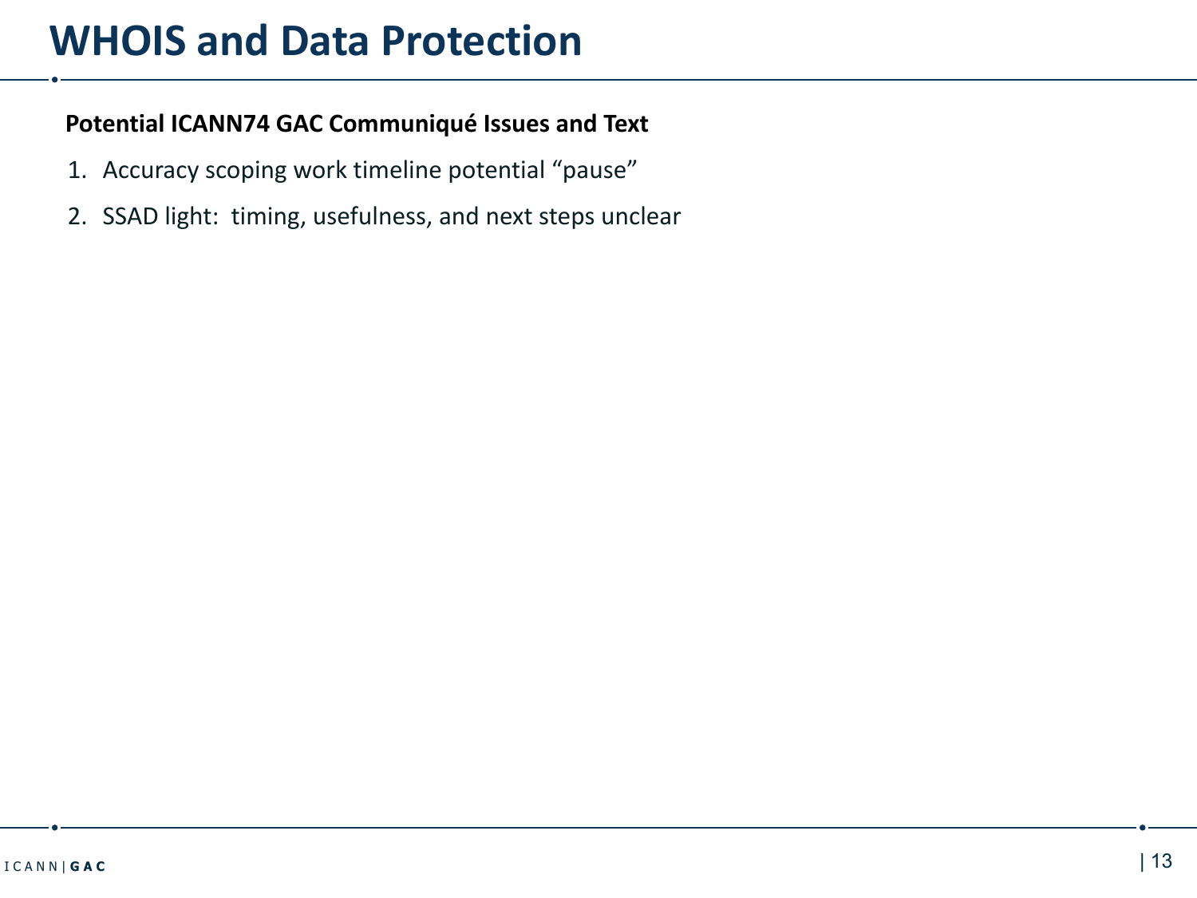# WHOIS and Data Protection

**Potential ICANN74 GAC Communiqué Issues and Text**

1. Accuracy scoping work timeline potential "pause"
2. SSAD light:  timing, usefulness, and next steps unclear